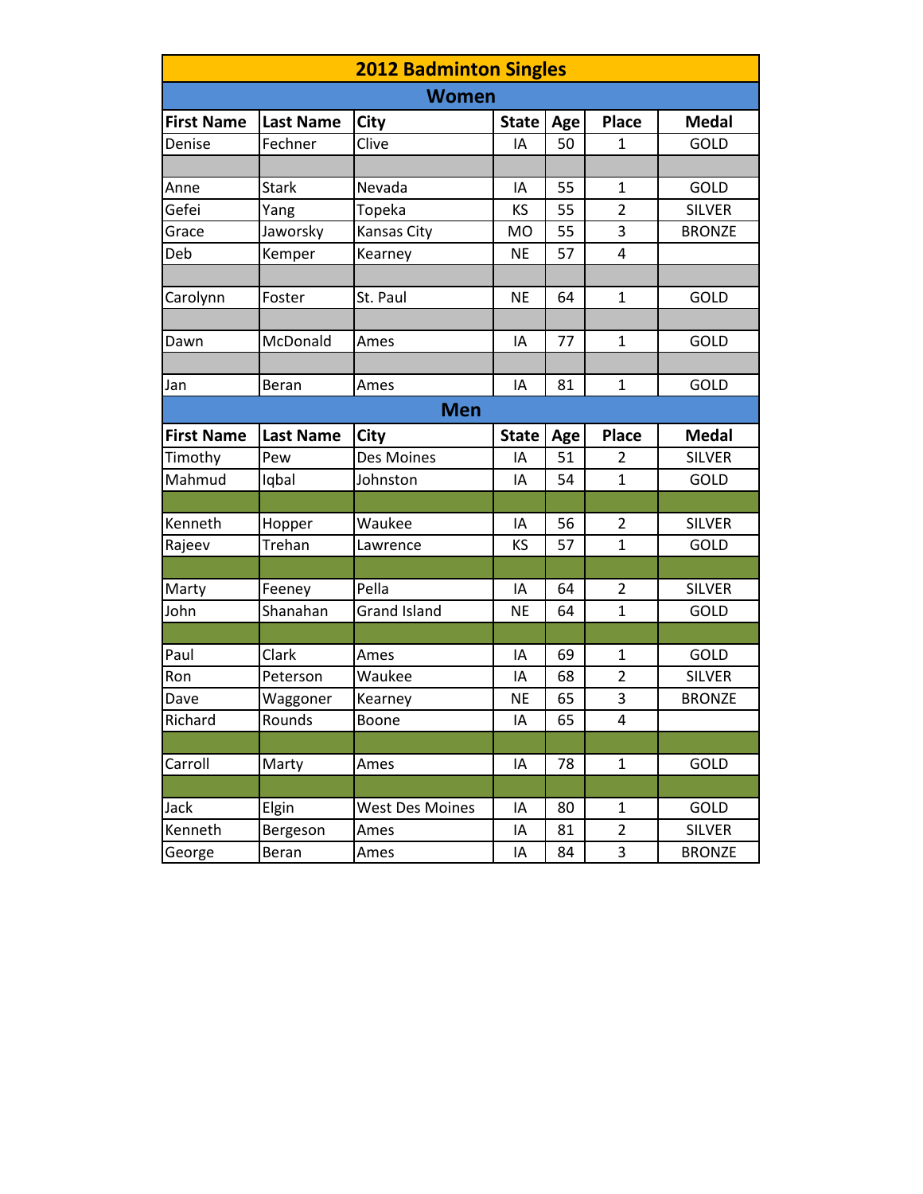# 2012 Badminton Singles

## Women

| First Name | Last Name | City | State | Age | Place | Medal |
|---|---|---|---|---|---|---|
| Denise | Fechner | Clive | IA | 50 | 1 | GOLD |
| | | | | | | |
| Anne | Stark | Nevada | IA | 55 | 1 | GOLD |
| Gefei | Yang | Topeka | KS | 55 | 2 | SILVER |
| Grace | Jaworsky | Kansas City | MO | 55 | 3 | BRONZE |
| Deb | Kemper | Kearney | NE | 57 | 4 | |
| | | | | | | |
| Carolynn | Foster | St. Paul | NE | 64 | 1 | GOLD |
| | | | | | | |
| Dawn | McDonald | Ames | IA | 77 | 1 | GOLD |
| | | | | | | |
| Jan | Beran | Ames | IA | 81 | 1 | GOLD |

## Men

| First Name | Last Name | City | State | Age | Place | Medal |
|---|---|---|---|---|---|---|
| Timothy | Pew | Des Moines | IA | 51 | 2 | SILVER |
| Mahmud | Iqbal | Johnston | IA | 54 | 1 | GOLD |
| | | | | | | |
| Kenneth | Hopper | Waukee | IA | 56 | 2 | SILVER |
| Rajeev | Trehan | Lawrence | KS | 57 | 1 | GOLD |
| | | | | | | |
| Marty | Feeney | Pella | IA | 64 | 2 | SILVER |
| John | Shanahan | Grand Island | NE | 64 | 1 | GOLD |
| | | | | | | |
| Paul | Clark | Ames | IA | 69 | 1 | GOLD |
| Ron | Peterson | Waukee | IA | 68 | 2 | SILVER |
| Dave | Waggoner | Kearney | NE | 65 | 3 | BRONZE |
| Richard | Rounds | Boone | IA | 65 | 4 | |
| | | | | | | |
| Carroll | Marty | Ames | IA | 78 | 1 | GOLD |
| | | | | | | |
| Jack | Elgin | West Des Moines | IA | 80 | 1 | GOLD |
| Kenneth | Bergeson | Ames | IA | 81 | 2 | SILVER |
| George | Beran | Ames | IA | 84 | 3 | BRONZE |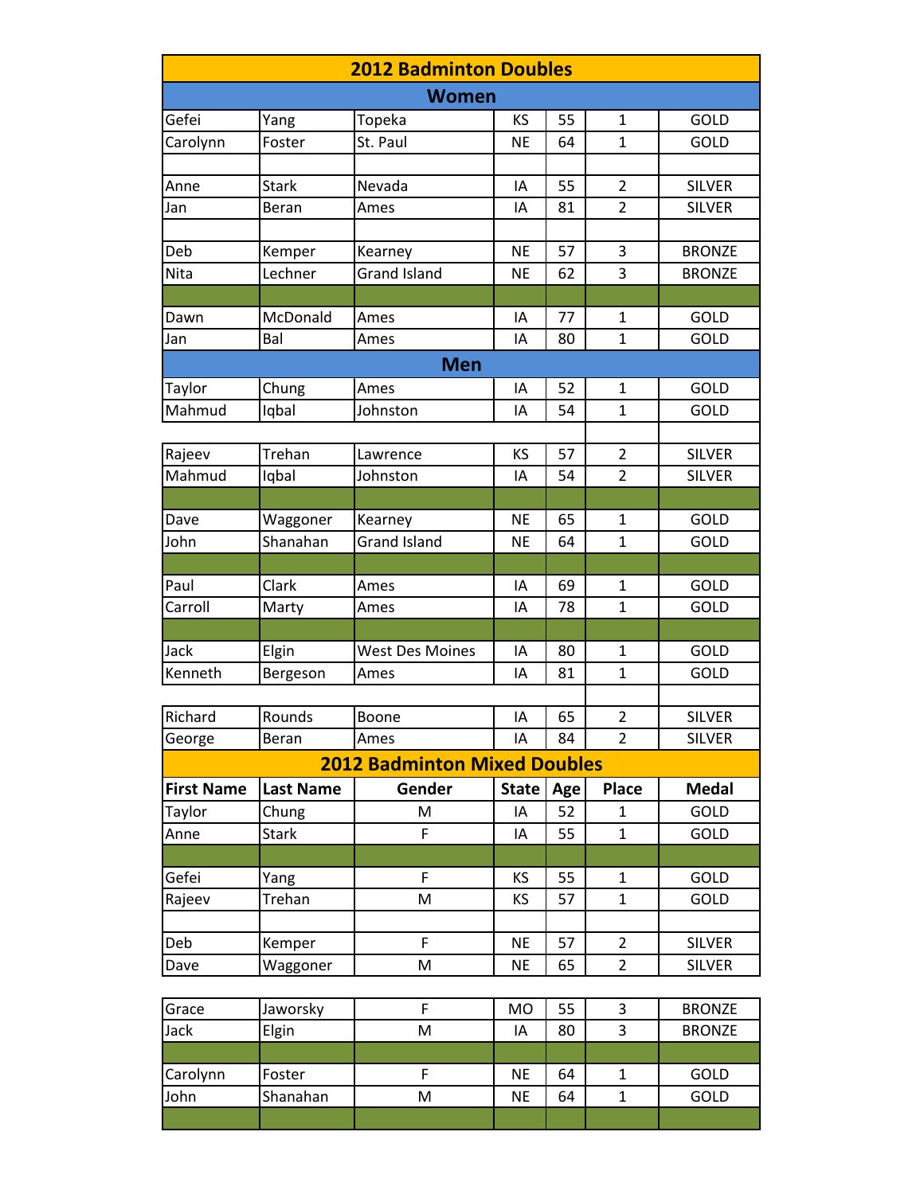## 2012 Badminton Doubles

### Women

| | | | | | | |
|---|---|---|---|---|---|---|
| Gefei | Yang | Topeka | KS | 55 | 1 | GOLD |
| Carolynn | Foster | St. Paul | NE | 64 | 1 | GOLD |
| | | | | | | |
| Anne | Stark | Nevada | IA | 55 | 2 | SILVER |
| Jan | Beran | Ames | IA | 81 | 2 | SILVER |
| | | | | | | |
| Deb | Kemper | Kearney | NE | 57 | 3 | BRONZE |
| Nita | Lechner | Grand Island | NE | 62 | 3 | BRONZE |
| | | | | | | |
| Dawn | McDonald | Ames | IA | 77 | 1 | GOLD |
| Jan | Bal | Ames | IA | 80 | 1 | GOLD |

### Men

| | | | | | | |
|---|---|---|---|---|---|---|
| Taylor | Chung | Ames | IA | 52 | 1 | GOLD |
| Mahmud | Iqbal | Johnston | IA | 54 | 1 | GOLD |
| | | | | | | |
| Rajeev | Trehan | Lawrence | KS | 57 | 2 | SILVER |
| Mahmud | Iqbal | Johnston | IA | 54 | 2 | SILVER |
| | | | | | | |
| Dave | Waggoner | Kearney | NE | 65 | 1 | GOLD |
| John | Shanahan | Grand Island | NE | 64 | 1 | GOLD |
| | | | | | | |
| Paul | Clark | Ames | IA | 69 | 1 | GOLD |
| Carroll | Marty | Ames | IA | 78 | 1 | GOLD |
| | | | | | | |
| Jack | Elgin | West Des Moines | IA | 80 | 1 | GOLD |
| Kenneth | Bergeson | Ames | IA | 81 | 1 | GOLD |
| | | | | | | |
| Richard | Rounds | Boone | IA | 65 | 2 | SILVER |
| George | Beran | Ames | IA | 84 | 2 | SILVER |

## 2012 Badminton Mixed Doubles

| First Name | Last Name | Gender | State | Age | Place | Medal |
|---|---|---|---|---|---|---|
| Taylor | Chung | M | IA | 52 | 1 | GOLD |
| Anne | Stark | F | IA | 55 | 1 | GOLD |
| | | | | | | |
| Gefei | Yang | F | KS | 55 | 1 | GOLD |
| Rajeev | Trehan | M | KS | 57 | 1 | GOLD |
| | | | | | | |
| Deb | Kemper | F | NE | 57 | 2 | SILVER |
| Dave | Waggoner | M | NE | 65 | 2 | SILVER |
| | | | | | | |
| Grace | Jaworsky | F | MO | 55 | 3 | BRONZE |
| Jack | Elgin | M | IA | 80 | 3 | BRONZE |
| | | | | | | |
| Carolynn | Foster | F | NE | 64 | 1 | GOLD |
| John | Shanahan | M | NE | 64 | 1 | GOLD |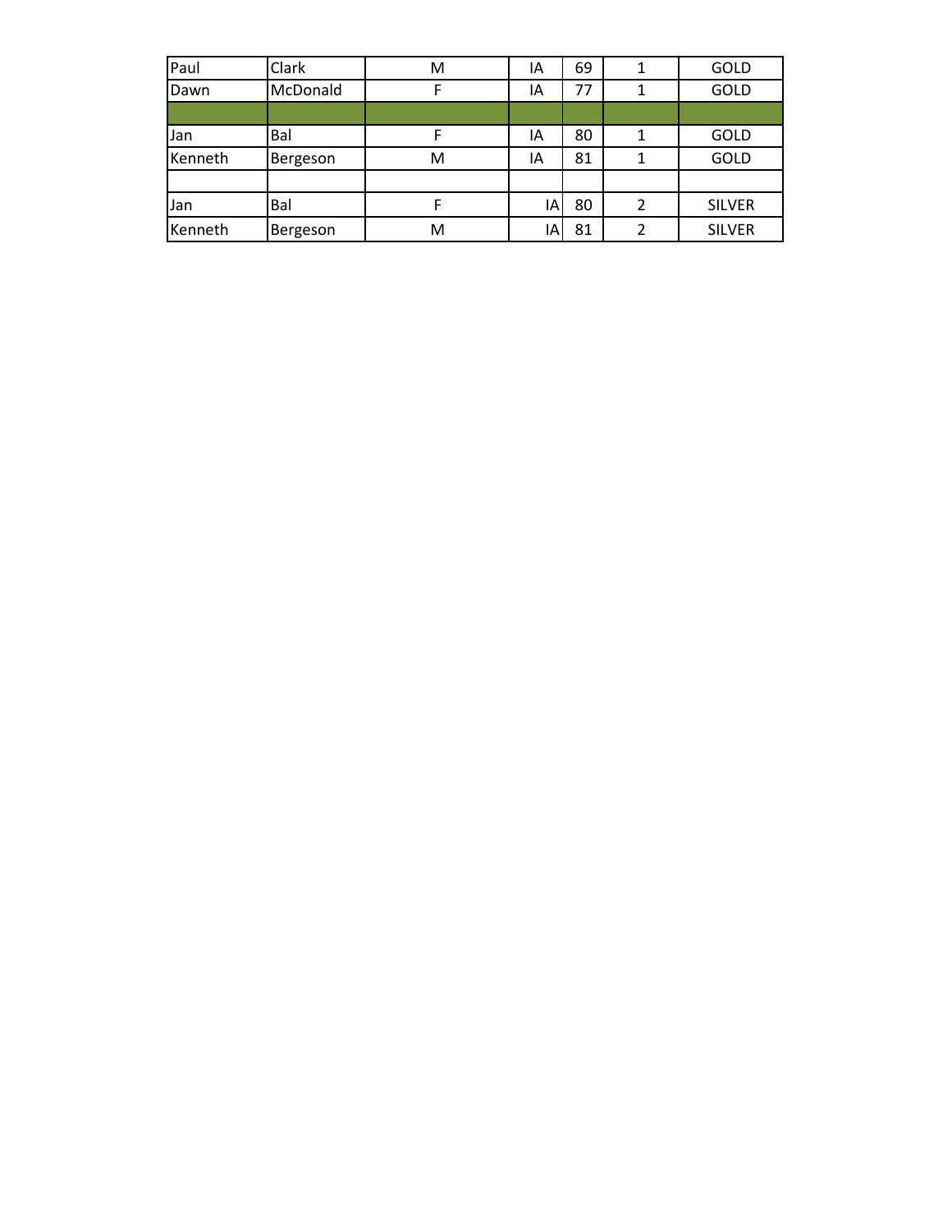| | | | | | | |
|---|---|---|---|---|---|---|
| Paul | Clark | M | IA | 69 | 1 | GOLD |
| Dawn | McDonald | F | IA | 77 | 1 | GOLD |
| | | | | | | |
| Jan | Bal | F | IA | 80 | 1 | GOLD |
| Kenneth | Bergeson | M | IA | 81 | 1 | GOLD |
| | | | | | | |
| Jan | Bal | F | IA | 80 | 2 | SILVER |
| Kenneth | Bergeson | M | IA | 81 | 2 | SILVER |